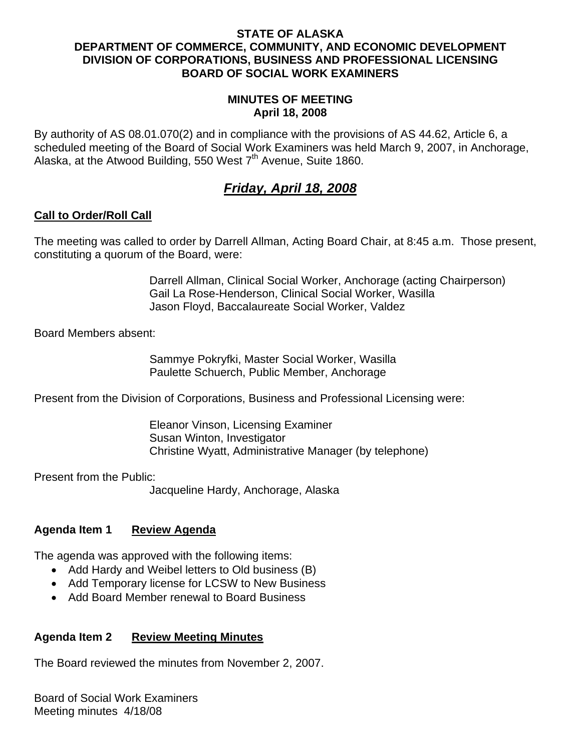**STATE OF ALASKA**
**DEPARTMENT OF COMMERCE, COMMUNITY, AND ECONOMIC DEVELOPMENT**
**DIVISION OF CORPORATIONS, BUSINESS AND PROFESSIONAL LICENSING**
**BOARD OF SOCIAL WORK EXAMINERS**

**MINUTES OF MEETING**
**April 18, 2008**

By authority of AS 08.01.070(2) and in compliance with the provisions of AS 44.62, Article 6, a scheduled meeting of the Board of Social Work Examiners was held March 9, 2007, in Anchorage, Alaska, at the Atwood Building, 550 West 7th Avenue, Suite 1860.

# ***Friday, April 18, 2008***

## Call to Order/Roll Call

The meeting was called to order by Darrell Allman, Acting Board Chair, at 8:45 a.m. Those present, constituting a quorum of the Board, were:

Darrell Allman, Clinical Social Worker, Anchorage (acting Chairperson)
Gail La Rose-Henderson, Clinical Social Worker, Wasilla
Jason Floyd, Baccalaureate Social Worker, Valdez

Board Members absent:

Sammye Pokryfki, Master Social Worker, Wasilla
Paulette Schuerch, Public Member, Anchorage

Present from the Division of Corporations, Business and Professional Licensing were:

Eleanor Vinson, Licensing Examiner
Susan Winton, Investigator
Christine Wyatt, Administrative Manager (by telephone)

Present from the Public:

Jacqueline Hardy, Anchorage, Alaska

## Agenda Item 1 Review Agenda

The agenda was approved with the following items:

- Add Hardy and Weibel letters to Old business (B)
- Add Temporary license for LCSW to New Business
- Add Board Member renewal to Board Business

## Agenda Item 2 Review Meeting Minutes

The Board reviewed the minutes from November 2, 2007.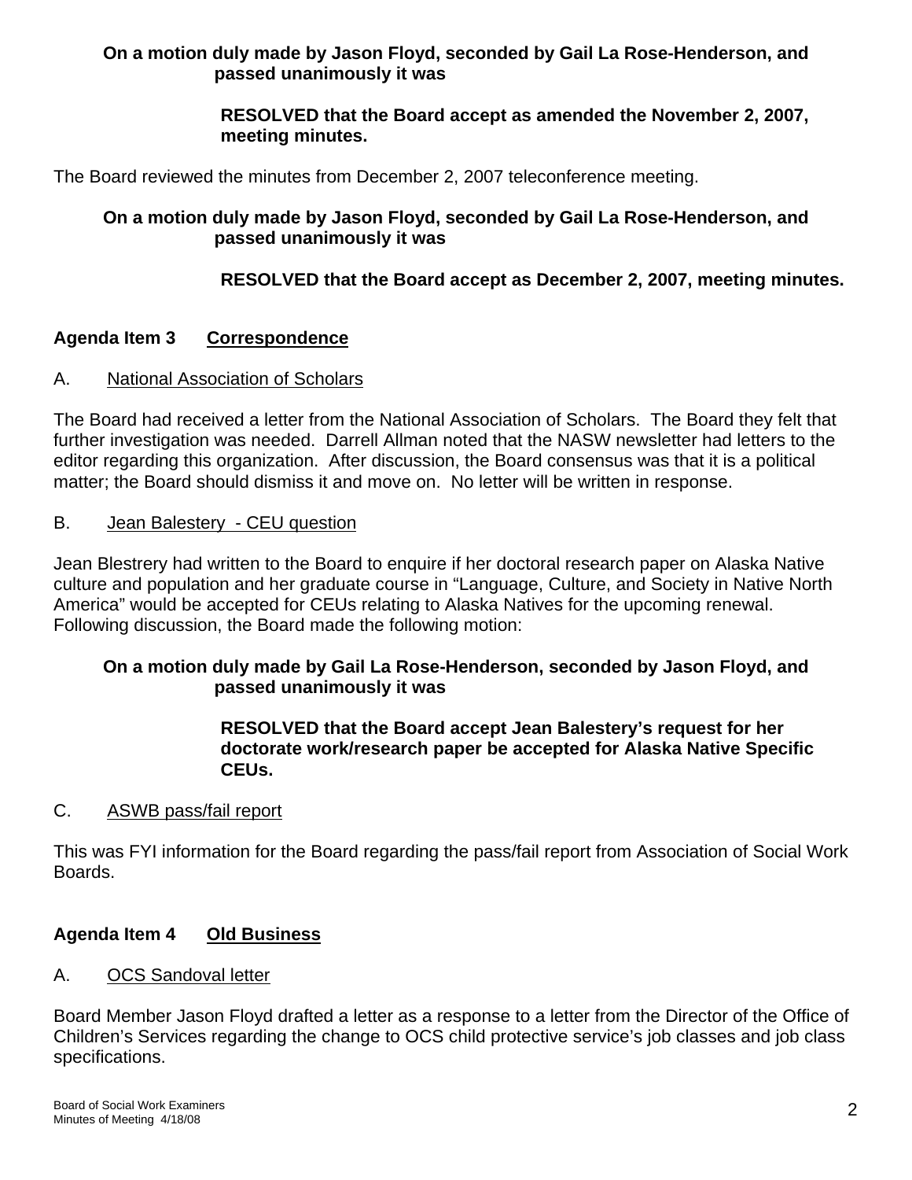**On a motion duly made by Jason Floyd, seconded by Gail La Rose-Henderson, and passed unanimously it was**

> **RESOLVED that the Board accept as amended the November 2, 2007, meeting minutes.**

The Board reviewed the minutes from December 2, 2007 teleconference meeting.

**On a motion duly made by Jason Floyd, seconded by Gail La Rose-Henderson, and passed unanimously it was**

> **RESOLVED that the Board accept as December 2, 2007, meeting minutes.**

## Agenda Item 3 Correspondence

A. National Association of Scholars

The Board had received a letter from the National Association of Scholars. The Board they felt that further investigation was needed. Darrell Allman noted that the NASW newsletter had letters to the editor regarding this organization. After discussion, the Board consensus was that it is a political matter; the Board should dismiss it and move on. No letter will be written in response.

B. Jean Balestery - CEU question

Jean Blestrery had written to the Board to enquire if her doctoral research paper on Alaska Native culture and population and her graduate course in “Language, Culture, and Society in Native North America” would be accepted for CEUs relating to Alaska Natives for the upcoming renewal. Following discussion, the Board made the following motion:

**On a motion duly made by Gail La Rose-Henderson, seconded by Jason Floyd, and passed unanimously it was**

> **RESOLVED that the Board accept Jean Balestery’s request for her doctorate work/research paper be accepted for Alaska Native Specific CEUs.**

C. ASWB pass/fail report

This was FYI information for the Board regarding the pass/fail report from Association of Social Work Boards.

## Agenda Item 4 Old Business

A. OCS Sandoval letter

Board Member Jason Floyd drafted a letter as a response to a letter from the Director of the Office of Children’s Services regarding the change to OCS child protective service’s job classes and job class specifications.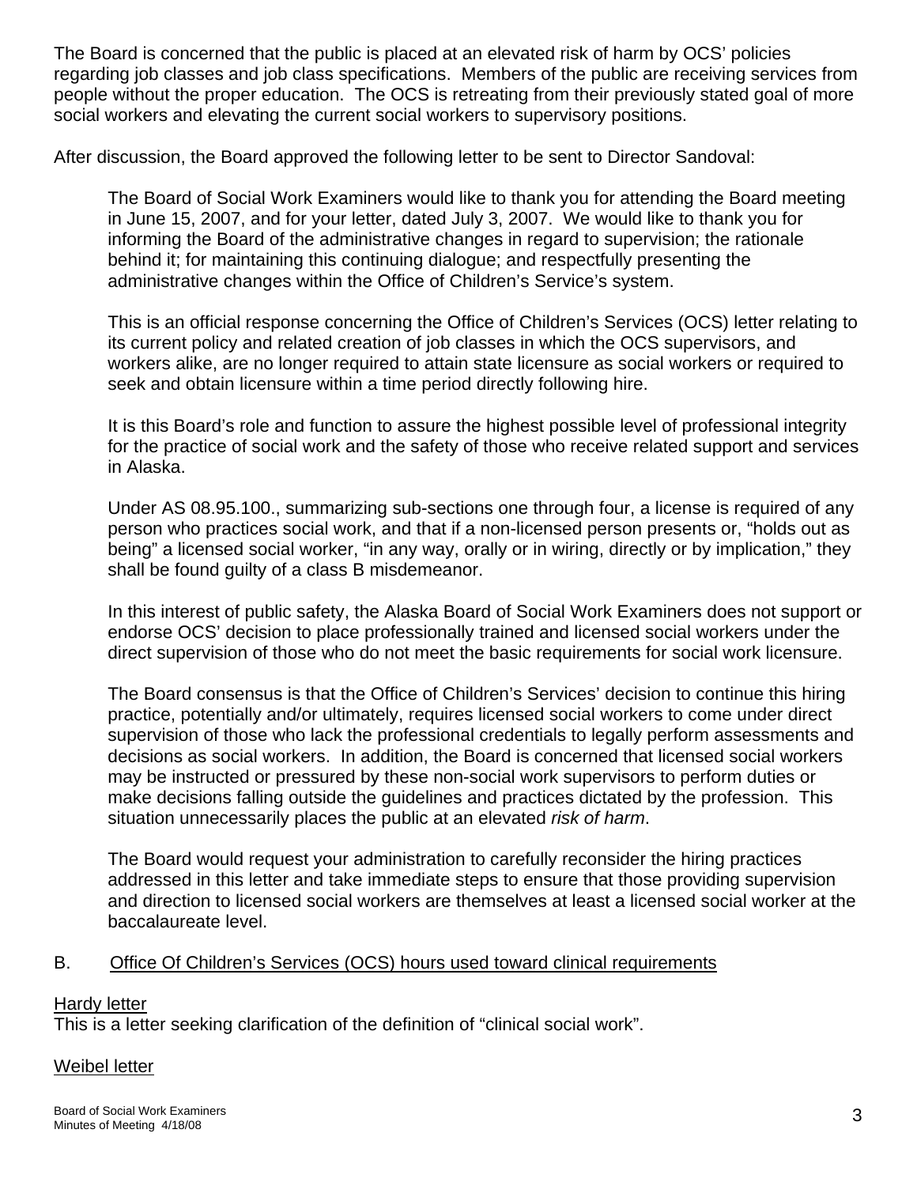The Board is concerned that the public is placed at an elevated risk of harm by OCS' policies regarding job classes and job class specifications. Members of the public are receiving services from people without the proper education. The OCS is retreating from their previously stated goal of more social workers and elevating the current social workers to supervisory positions.

After discussion, the Board approved the following letter to be sent to Director Sandoval:

> The Board of Social Work Examiners would like to thank you for attending the Board meeting in June 15, 2007, and for your letter, dated July 3, 2007. We would like to thank you for informing the Board of the administrative changes in regard to supervision; the rationale behind it; for maintaining this continuing dialogue; and respectfully presenting the administrative changes within the Office of Children's Service's system.
>
> This is an official response concerning the Office of Children's Services (OCS) letter relating to its current policy and related creation of job classes in which the OCS supervisors, and workers alike, are no longer required to attain state licensure as social workers or required to seek and obtain licensure within a time period directly following hire.
>
> It is this Board's role and function to assure the highest possible level of professional integrity for the practice of social work and the safety of those who receive related support and services in Alaska.
>
> Under AS 08.95.100., summarizing sub-sections one through four, a license is required of any person who practices social work, and that if a non-licensed person presents or, "holds out as being" a licensed social worker, "in any way, orally or in wiring, directly or by implication," they shall be found guilty of a class B misdemeanor.
>
> In this interest of public safety, the Alaska Board of Social Work Examiners does not support or endorse OCS' decision to place professionally trained and licensed social workers under the direct supervision of those who do not meet the basic requirements for social work licensure.
>
> The Board consensus is that the Office of Children's Services' decision to continue this hiring practice, potentially and/or ultimately, requires licensed social workers to come under direct supervision of those who lack the professional credentials to legally perform assessments and decisions as social workers. In addition, the Board is concerned that licensed social workers may be instructed or pressured by these non-social work supervisors to perform duties or make decisions falling outside the guidelines and practices dictated by the profession. This situation unnecessarily places the public at an elevated *risk of harm*.
>
> The Board would request your administration to carefully reconsider the hiring practices addressed in this letter and take immediate steps to ensure that those providing supervision and direction to licensed social workers are themselves at least a licensed social worker at the baccalaureate level.

B. Office Of Children's Services (OCS) hours used toward clinical requirements

Hardy letter

This is a letter seeking clarification of the definition of "clinical social work".

Weibel letter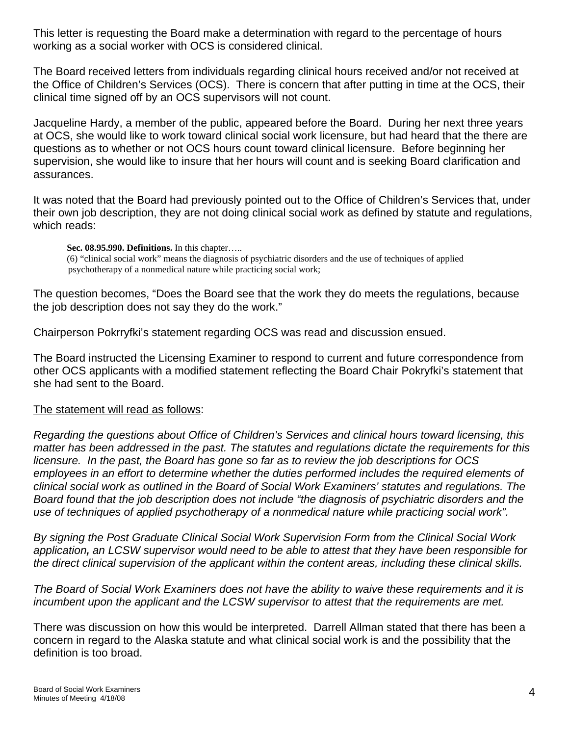This letter is requesting the Board make a determination with regard to the percentage of hours working as a social worker with OCS is considered clinical.

The Board received letters from individuals regarding clinical hours received and/or not received at the Office of Children's Services (OCS). There is concern that after putting in time at the OCS, their clinical time signed off by an OCS supervisors will not count.

Jacqueline Hardy, a member of the public, appeared before the Board. During her next three years at OCS, she would like to work toward clinical social work licensure, but had heard that the there are questions as to whether or not OCS hours count toward clinical licensure. Before beginning her supervision, she would like to insure that her hours will count and is seeking Board clarification and assurances.

It was noted that the Board had previously pointed out to the Office of Children's Services that, under their own job description, they are not doing clinical social work as defined by statute and regulations, which reads:

> **Sec. 08.95.990. Definitions.** In this chapter…..
> (6) "clinical social work" means the diagnosis of psychiatric disorders and the use of techniques of applied psychotherapy of a nonmedical nature while practicing social work;

The question becomes, "Does the Board see that the work they do meets the regulations, because the job description does not say they do the work."

Chairperson Pokrryfki's statement regarding OCS was read and discussion ensued.

The Board instructed the Licensing Examiner to respond to current and future correspondence from other OCS applicants with a modified statement reflecting the Board Chair Pokryfki's statement that she had sent to the Board.

<u>The statement will read as follows</u>:

*Regarding the questions about Office of Children's Services and clinical hours toward licensing, this matter has been addressed in the past. The statutes and regulations dictate the requirements for this licensure. In the past, the Board has gone so far as to review the job descriptions for OCS employees in an effort to determine whether the duties performed includes the required elements of clinical social work as outlined in the Board of Social Work Examiners' statutes and regulations. The Board found that the job description does not include "the diagnosis of psychiatric disorders and the use of techniques of applied psychotherapy of a nonmedical nature while practicing social work".*

*By signing the Post Graduate Clinical Social Work Supervision Form from the Clinical Social Work application, an LCSW supervisor would need to be able to attest that they have been responsible for the direct clinical supervision of the applicant within the content areas, including these clinical skills.*

*The Board of Social Work Examiners does not have the ability to waive these requirements and it is incumbent upon the applicant and the LCSW supervisor to attest that the requirements are met.*

There was discussion on how this would be interpreted. Darrell Allman stated that there has been a concern in regard to the Alaska statute and what clinical social work is and the possibility that the definition is too broad.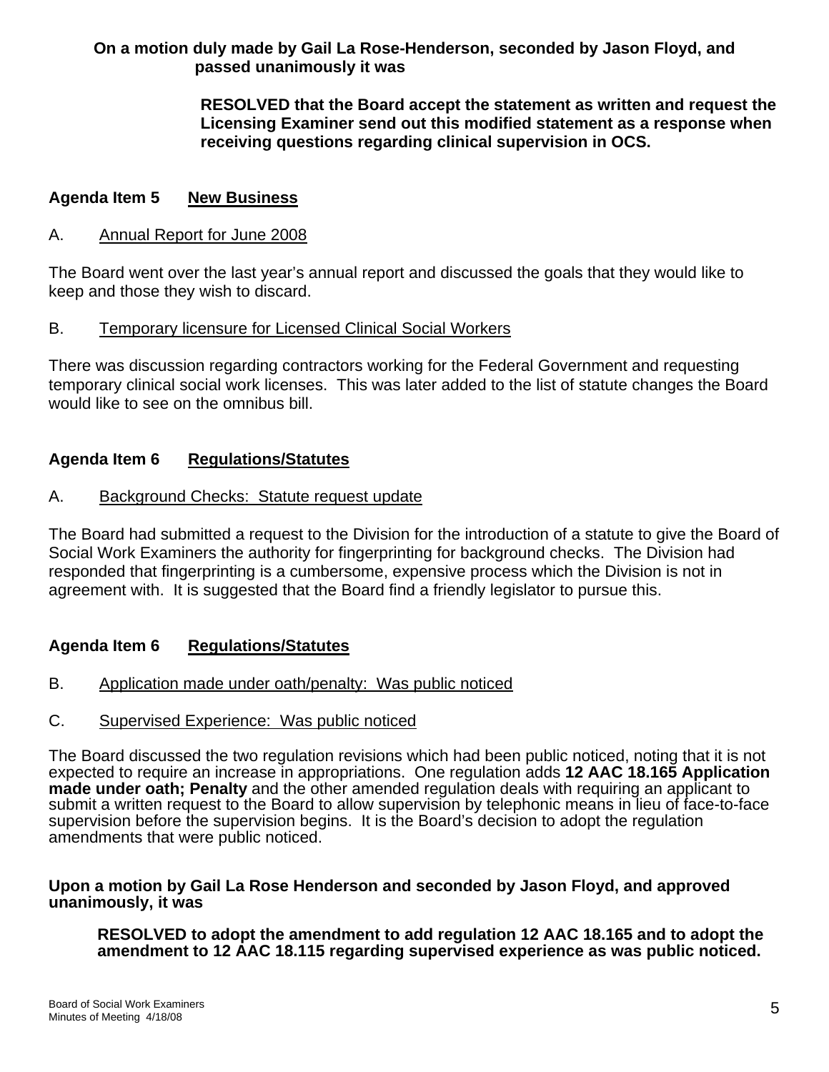**On a motion duly made by Gail La Rose-Henderson, seconded by Jason Floyd, and passed unanimously it was**

> **RESOLVED that the Board accept the statement as written and request the Licensing Examiner send out this modified statement as a response when receiving questions regarding clinical supervision in OCS.**

## Agenda Item 5 New Business

A. Annual Report for June 2008

The Board went over the last year's annual report and discussed the goals that they would like to keep and those they wish to discard.

B. Temporary licensure for Licensed Clinical Social Workers

There was discussion regarding contractors working for the Federal Government and requesting temporary clinical social work licenses. This was later added to the list of statute changes the Board would like to see on the omnibus bill.

## Agenda Item 6 Regulations/Statutes

A. Background Checks: Statute request update

The Board had submitted a request to the Division for the introduction of a statute to give the Board of Social Work Examiners the authority for fingerprinting for background checks. The Division had responded that fingerprinting is a cumbersome, expensive process which the Division is not in agreement with. It is suggested that the Board find a friendly legislator to pursue this.

## Agenda Item 6 Regulations/Statutes

B. Application made under oath/penalty: Was public noticed

C. Supervised Experience: Was public noticed

The Board discussed the two regulation revisions which had been public noticed, noting that it is not expected to require an increase in appropriations. One regulation adds **12 AAC 18.165 Application made under oath; Penalty** and the other amended regulation deals with requiring an applicant to submit a written request to the Board to allow supervision by telephonic means in lieu of face-to-face supervision before the supervision begins. It is the Board's decision to adopt the regulation amendments that were public noticed.

**Upon a motion by Gail La Rose Henderson and seconded by Jason Floyd, and approved unanimously, it was**

> **RESOLVED to adopt the amendment to add regulation 12 AAC 18.165 and to adopt the amendment to 12 AAC 18.115 regarding supervised experience as was public noticed.**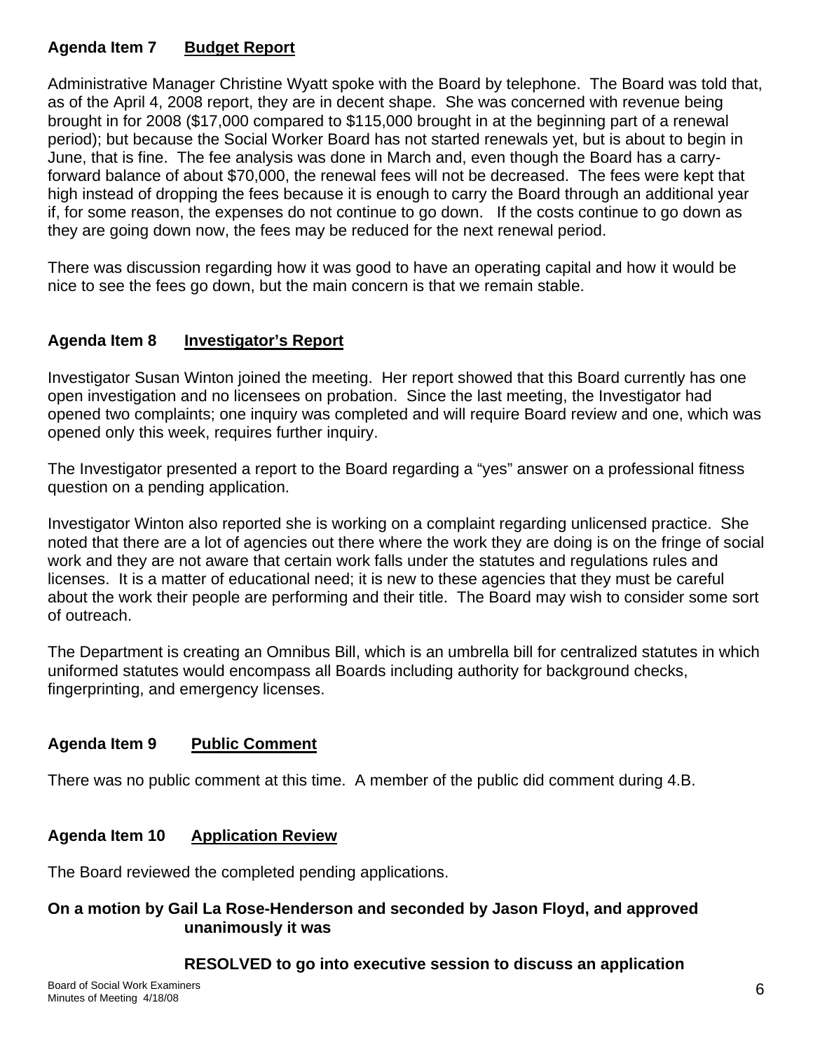## Agenda Item 7 <u>Budget Report</u>

Administrative Manager Christine Wyatt spoke with the Board by telephone. The Board was told that, as of the April 4, 2008 report, they are in decent shape. She was concerned with revenue being brought in for 2008 ($17,000 compared to $115,000 brought in at the beginning part of a renewal period); but because the Social Worker Board has not started renewals yet, but is about to begin in June, that is fine. The fee analysis was done in March and, even though the Board has a carry-forward balance of about $70,000, the renewal fees will not be decreased. The fees were kept that high instead of dropping the fees because it is enough to carry the Board through an additional year if, for some reason, the expenses do not continue to go down. If the costs continue to go down as they are going down now, the fees may be reduced for the next renewal period.

There was discussion regarding how it was good to have an operating capital and how it would be nice to see the fees go down, but the main concern is that we remain stable.

## Agenda Item 8 <u>Investigator's Report</u>

Investigator Susan Winton joined the meeting. Her report showed that this Board currently has one open investigation and no licensees on probation. Since the last meeting, the Investigator had opened two complaints; one inquiry was completed and will require Board review and one, which was opened only this week, requires further inquiry.

The Investigator presented a report to the Board regarding a "yes" answer on a professional fitness question on a pending application.

Investigator Winton also reported she is working on a complaint regarding unlicensed practice. She noted that there are a lot of agencies out there where the work they are doing is on the fringe of social work and they are not aware that certain work falls under the statutes and regulations rules and licenses. It is a matter of educational need; it is new to these agencies that they must be careful about the work their people are performing and their title. The Board may wish to consider some sort of outreach.

The Department is creating an Omnibus Bill, which is an umbrella bill for centralized statutes in which uniformed statutes would encompass all Boards including authority for background checks, fingerprinting, and emergency licenses.

## Agenda Item 9 <u>Public Comment</u>

There was no public comment at this time. A member of the public did comment during 4.B.

## Agenda Item 10 <u>Application Review</u>

The Board reviewed the completed pending applications.

**On a motion by Gail La Rose-Henderson and seconded by Jason Floyd, and approved unanimously it was**

**RESOLVED to go into executive session to discuss an application**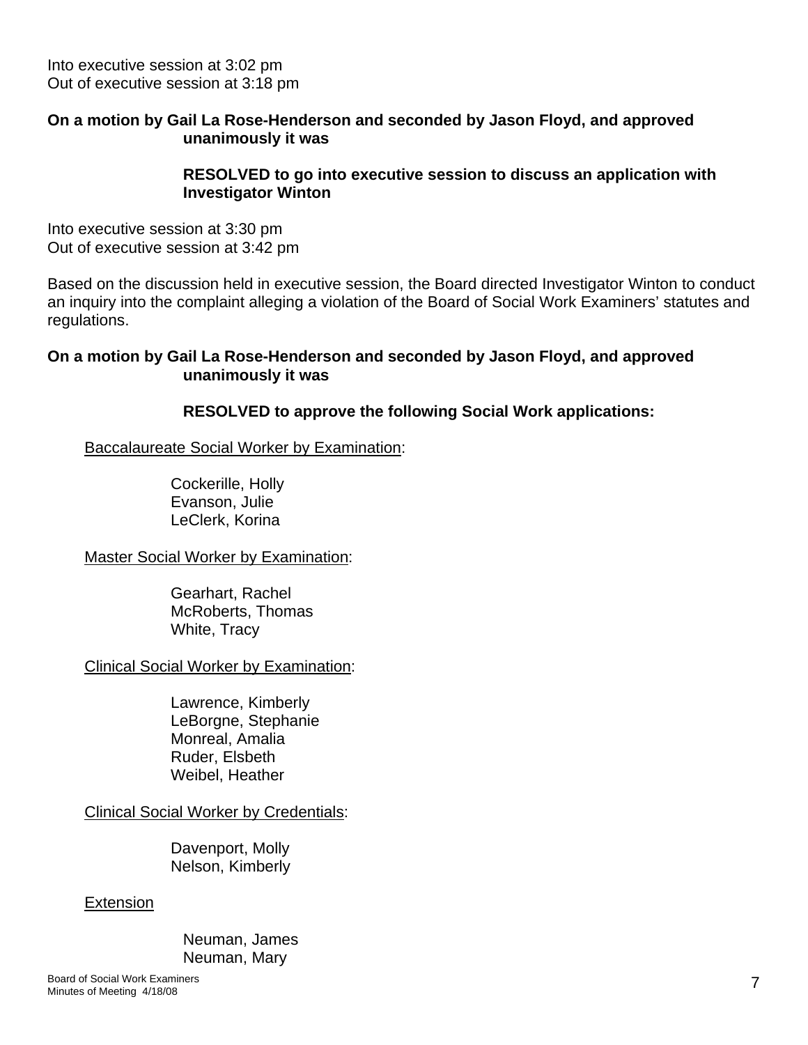Into executive session at 3:02 pm
Out of executive session at 3:18 pm

**On a motion by Gail La Rose-Henderson and seconded by Jason Floyd, and approved unanimously it was**

**RESOLVED to go into executive session to discuss an application with Investigator Winton**

Into executive session at 3:30 pm
Out of executive session at 3:42 pm

Based on the discussion held in executive session, the Board directed Investigator Winton to conduct an inquiry into the complaint alleging a violation of the Board of Social Work Examiners' statutes and regulations.

**On a motion by Gail La Rose-Henderson and seconded by Jason Floyd, and approved unanimously it was**

**RESOLVED to approve the following Social Work applications:**

<u>Baccalaureate Social Worker by Examination</u>:

Cockerille, Holly
Evanson, Julie
LeClerk, Korina

<u>Master Social Worker by Examination</u>:

Gearhart, Rachel
McRoberts, Thomas
White, Tracy

<u>Clinical Social Worker by Examination</u>:

Lawrence, Kimberly
LeBorgne, Stephanie
Monreal, Amalia
Ruder, Elsbeth
Weibel, Heather

<u>Clinical Social Worker by Credentials</u>:

Davenport, Molly
Nelson, Kimberly

<u>Extension</u>

Neuman, James
Neuman, Mary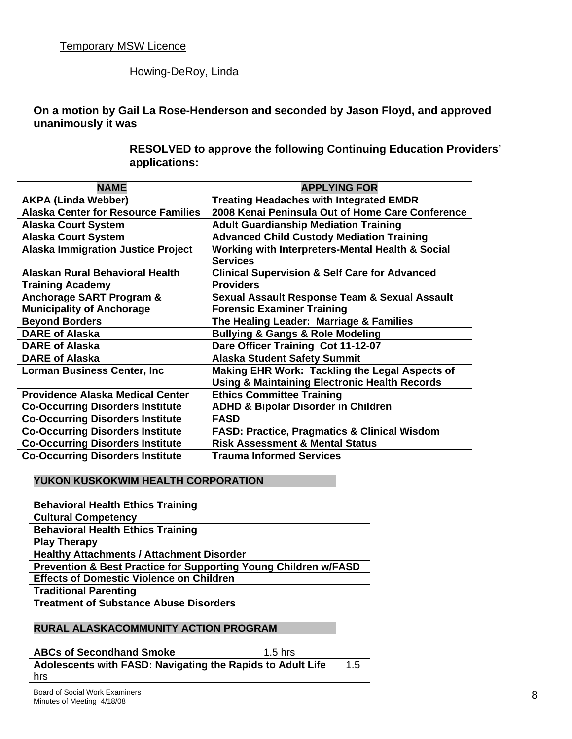Temporary MSW Licence

Howing-DeRoy, Linda

**On a motion by Gail La Rose-Henderson and seconded by Jason Floyd, and approved unanimously it was**

**RESOLVED to approve the following Continuing Education Providers' applications:**

| NAME | APPLYING FOR |
|---|---|
| AKPA (Linda Webber) | Treating Headaches with Integrated EMDR |
| Alaska Center for Resource Families | 2008 Kenai Peninsula Out of Home Care Conference |
| Alaska Court System | Adult Guardianship Mediation Training |
| Alaska Court System | Advanced Child Custody Mediation Training |
| Alaska Immigration Justice Project | Working with Interpreters-Mental Health & Social Services |
| Alaskan Rural Behavioral Health Training Academy | Clinical Supervision & Self Care for Advanced Providers |
| Anchorage SART Program & Municipality of Anchorage | Sexual Assault Response Team & Sexual Assault Forensic Examiner Training |
| Beyond Borders | The Healing Leader: Marriage & Families |
| DARE of Alaska | Bullying & Gangs & Role Modeling |
| DARE of Alaska | Dare Officer Training Cot 11-12-07 |
| DARE of Alaska | Alaska Student Safety Summit |
| Lorman Business Center, Inc | Making EHR Work: Tackling the Legal Aspects of Using & Maintaining Electronic Health Records |
| Providence Alaska Medical Center | Ethics Committee Training |
| Co-Occurring Disorders Institute | ADHD & Bipolar Disorder in Children |
| Co-Occurring Disorders Institute | FASD |
| Co-Occurring Disorders Institute | FASD: Practice, Pragmatics & Clinical Wisdom |
| Co-Occurring Disorders Institute | Risk Assessment & Mental Status |
| Co-Occurring Disorders Institute | Trauma Informed Services |

**YUKON KUSKOKWIM HEALTH CORPORATION**

| |
|---|
| Behavioral Health Ethics Training |
| Cultural Competency |
| Behavioral Health Ethics Training |
| Play Therapy |
| Healthy Attachments / Attachment Disorder |
| Prevention & Best Practice for Supporting Young Children w/FASD |
| Effects of Domestic Violence on Children |
| Traditional Parenting |
| Treatment of Substance Abuse Disorders |

**RURAL ALASKACOMMUNITY ACTION PROGRAM**

| | |
|---|---|
| **ABCs of Secondhand Smoke** | 1.5 hrs |
| **Adolescents with FASD: Navigating the Rapids to Adult Life** | 1.5 hrs |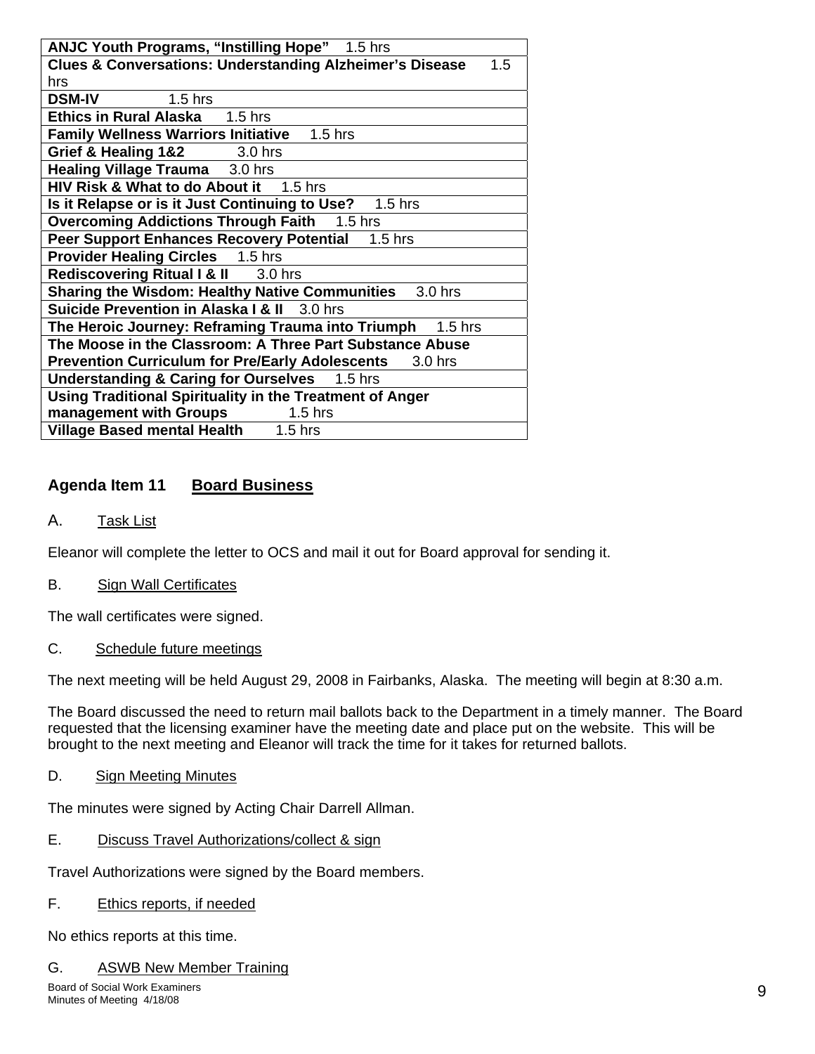| ANJC Youth Programs, "Instilling Hope" 1.5 hrs |
|---|
| **Clues & Conversations: Understanding Alzheimer's Disease** 1.5 hrs |
| **DSM-IV** 1.5 hrs |
| **Ethics in Rural Alaska** 1.5 hrs |
| **Family Wellness Warriors Initiative** 1.5 hrs |
| **Grief & Healing 1&2** 3.0 hrs |
| **Healing Village Trauma** 3.0 hrs |
| **HIV Risk & What to do About it** 1.5 hrs |
| **Is it Relapse or is it Just Continuing to Use?** 1.5 hrs |
| **Overcoming Addictions Through Faith** 1.5 hrs |
| **Peer Support Enhances Recovery Potential** 1.5 hrs |
| **Provider Healing Circles** 1.5 hrs |
| **Rediscovering Ritual I & II** 3.0 hrs |
| **Sharing the Wisdom: Healthy Native Communities** 3.0 hrs |
| **Suicide Prevention in Alaska I & II** 3.0 hrs |
| **The Heroic Journey: Reframing Trauma into Triumph** 1.5 hrs |
| **The Moose in the Classroom: A Three Part Substance Abuse Prevention Curriculum for Pre/Early Adolescents** 3.0 hrs |
| **Understanding & Caring for Ourselves** 1.5 hrs |
| **Using Traditional Spirituality in the Treatment of Anger management with Groups** 1.5 hrs |
| **Village Based mental Health** 1.5 hrs |

## Agenda Item 11 Board Business

A. Task List

Eleanor will complete the letter to OCS and mail it out for Board approval for sending it.

B. Sign Wall Certificates

The wall certificates were signed.

C. Schedule future meetings

The next meeting will be held August 29, 2008 in Fairbanks, Alaska. The meeting will begin at 8:30 a.m.

The Board discussed the need to return mail ballots back to the Department in a timely manner. The Board requested that the licensing examiner have the meeting date and place put on the website. This will be brought to the next meeting and Eleanor will track the time for it takes for returned ballots.

D. Sign Meeting Minutes

The minutes were signed by Acting Chair Darrell Allman.

E. Discuss Travel Authorizations/collect & sign

Travel Authorizations were signed by the Board members.

F. Ethics reports, if needed

No ethics reports at this time.

G. ASWB New Member Training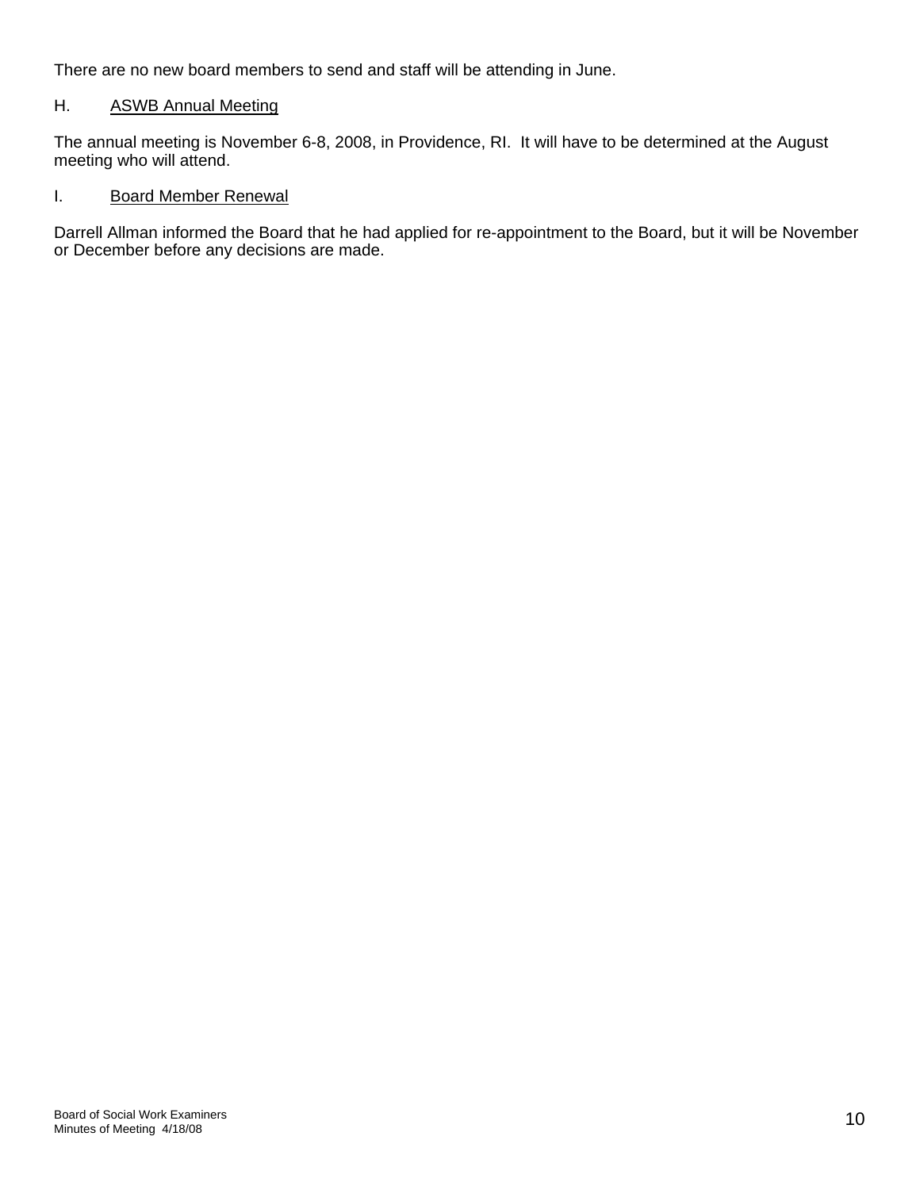There are no new board members to send and staff will be attending in June.

H. <u>ASWB Annual Meeting</u>

The annual meeting is November 6-8, 2008, in Providence, RI. It will have to be determined at the August meeting who will attend.

I. <u>Board Member Renewal</u>

Darrell Allman informed the Board that he had applied for re-appointment to the Board, but it will be November or December before any decisions are made.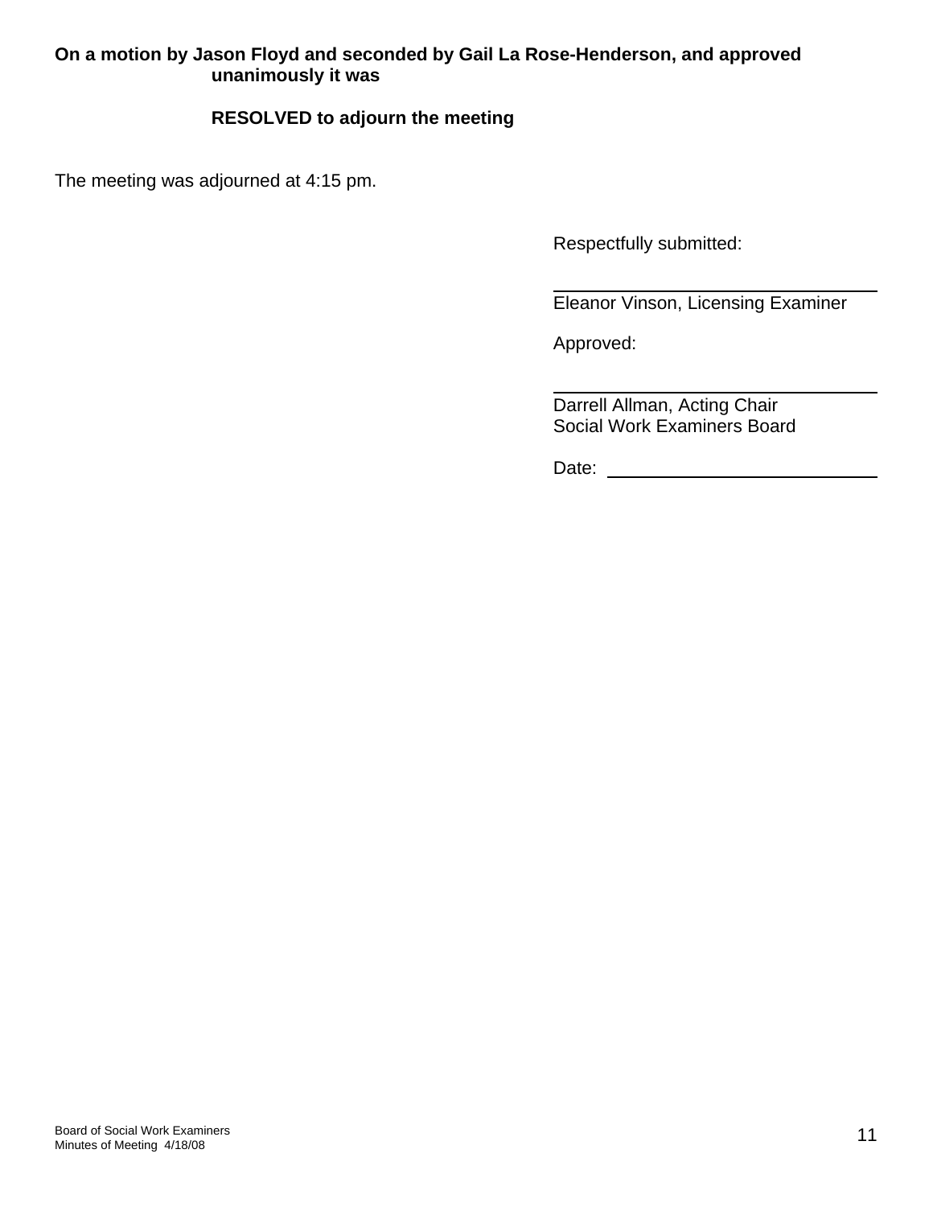**On a motion by Jason Floyd and seconded by Gail La Rose-Henderson, and approved unanimously it was**

**RESOLVED to adjourn the meeting**

The meeting was adjourned at 4:15 pm.

Respectfully submitted:

\_\_\_\_\_\_\_\_\_\_\_\_\_\_\_\_\_\_\_\_\_\_\_\_\_\_\_\_\_\_
Eleanor Vinson, Licensing Examiner

Approved:

\_\_\_\_\_\_\_\_\_\_\_\_\_\_\_\_\_\_\_\_\_\_\_\_\_\_\_\_\_\_
Darrell Allman, Acting Chair
Social Work Examiners Board

Date: \_\_\_\_\_\_\_\_\_\_\_\_\_\_\_\_\_\_\_\_\_\_\_\_